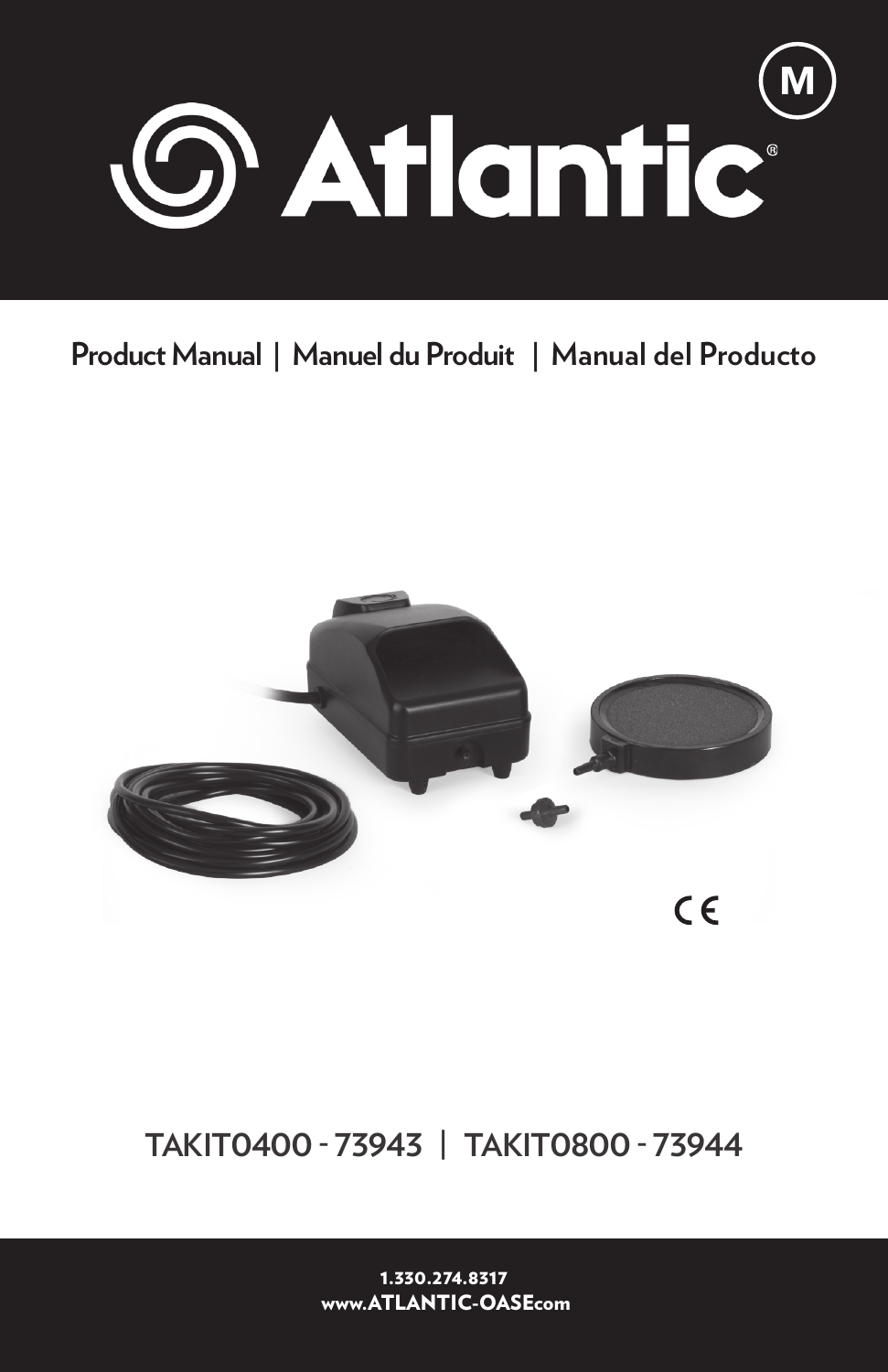# Atlantic®

M

Product Manual | Manuel du Produit | Manual del Producto

CE

TAKIT0400 - 73943 | TAKIT0800 - 73944

1.330.274.8317
www.ATLANTIC-OASEcom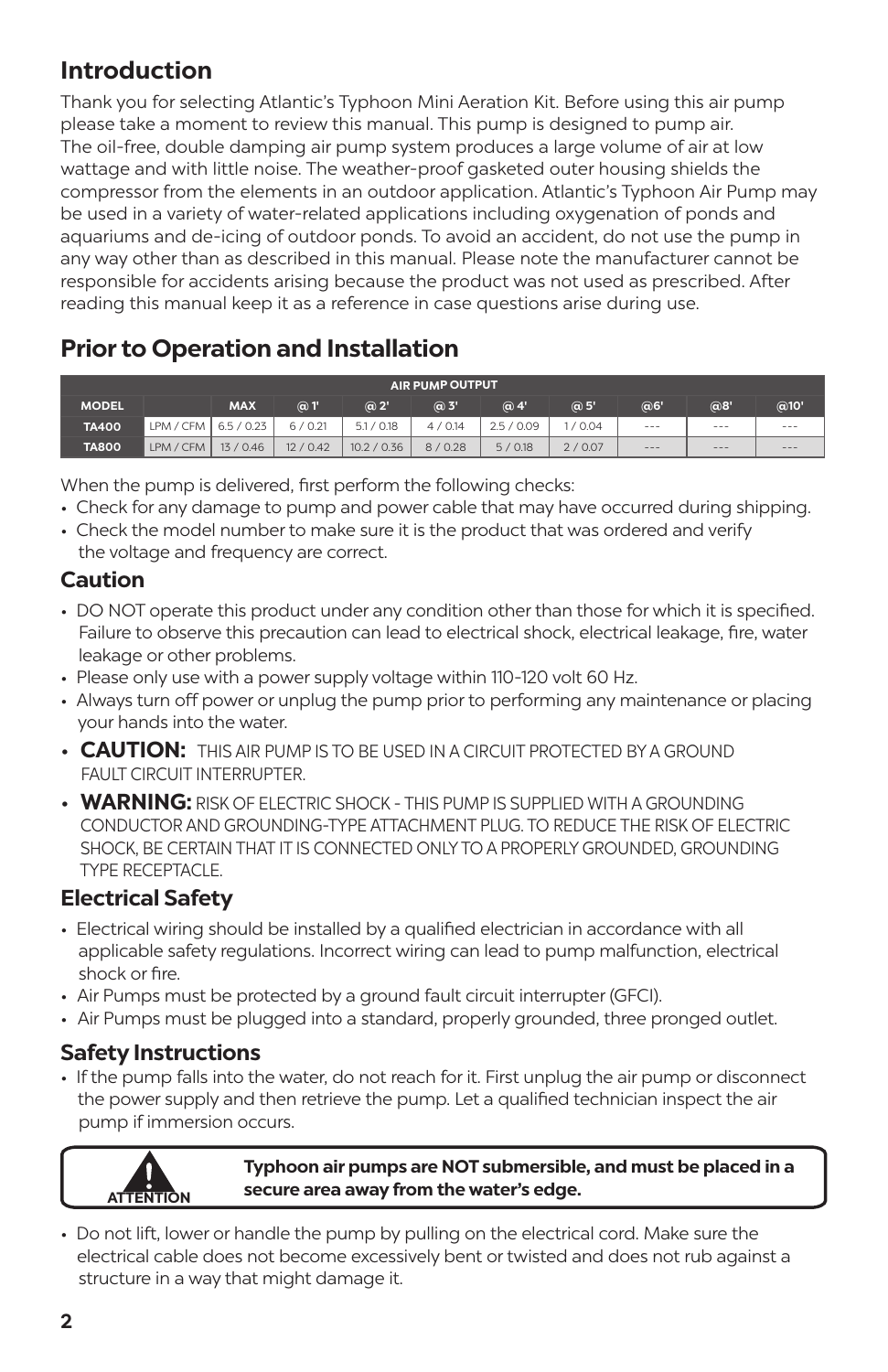## Introduction

Thank you for selecting Atlantic's Typhoon Mini Aeration Kit. Before using this air pump please take a moment to review this manual. This pump is designed to pump air. The oil-free, double damping air pump system produces a large volume of air at low wattage and with little noise. The weather-proof gasketed outer housing shields the compressor from the elements in an outdoor application. Atlantic's Typhoon Air Pump may be used in a variety of water-related applications including oxygenation of ponds and aquariums and de-icing of outdoor ponds. To avoid an accident, do not use the pump in any way other than as described in this manual. Please note the manufacturer cannot be responsible for accidents arising because the product was not used as prescribed. After reading this manual keep it as a reference in case questions arise during use.

## Prior to Operation and Installation

| AIR PUMP OUTPUT | | | | | | | | | | |
|---|---|---|---|---|---|---|---|---|---|---|
| **MODEL** | | **MAX** | **@ 1'** | **@ 2'** | **@ 3'** | **@ 4'** | **@ 5'** | **@6'** | **@8'** | **@10'** |
| **TA400** | LPM / CFM | 6.5 / 0.23 | 6 / 0.21 | 5.1 / 0.18 | 4 / 0.14 | 2.5 / 0.09 | 1 / 0.04 | --- | --- | --- |
| **TA800** | LPM / CFM | 13 / 0.46 | 12 / 0.42 | 10.2 / 0.36 | 8 / 0.28 | 5 / 0.18 | 2 / 0.07 | --- | --- | --- |

When the pump is delivered, first perform the following checks:

- Check for any damage to pump and power cable that may have occurred during shipping.
- Check the model number to make sure it is the product that was ordered and verify the voltage and frequency are correct.

### Caution

- DO NOT operate this product under any condition other than those for which it is specified. Failure to observe this precaution can lead to electrical shock, electrical leakage, fire, water leakage or other problems.
- Please only use with a power supply voltage within 110-120 volt 60 Hz.
- Always turn off power or unplug the pump prior to performing any maintenance or placing your hands into the water.
- **CAUTION:** THIS AIR PUMP IS TO BE USED IN A CIRCUIT PROTECTED BY A GROUND FAULT CIRCUIT INTERRUPTER.
- **WARNING:** RISK OF ELECTRIC SHOCK - THIS PUMP IS SUPPLIED WITH A GROUNDING CONDUCTOR AND GROUNDING-TYPE ATTACHMENT PLUG. TO REDUCE THE RISK OF ELECTRIC SHOCK, BE CERTAIN THAT IT IS CONNECTED ONLY TO A PROPERLY GROUNDED, GROUNDING TYPE RECEPTACLE.

### Electrical Safety

- Electrical wiring should be installed by a qualified electrician in accordance with all applicable safety regulations. Incorrect wiring can lead to pump malfunction, electrical shock or fire.
- Air Pumps must be protected by a ground fault circuit interrupter (GFCI).
- Air Pumps must be plugged into a standard, properly grounded, three pronged outlet.

### Safety Instructions

- If the pump falls into the water, do not reach for it. First unplug the air pump or disconnect the power supply and then retrieve the pump. Let a qualified technician inspect the air pump if immersion occurs.

ATTENTION

**Typhoon air pumps are NOT submersible, and must be placed in a secure area away from the water's edge.**

- Do not lift, lower or handle the pump by pulling on the electrical cord. Make sure the electrical cable does not become excessively bent or twisted and does not rub against a structure in a way that might damage it.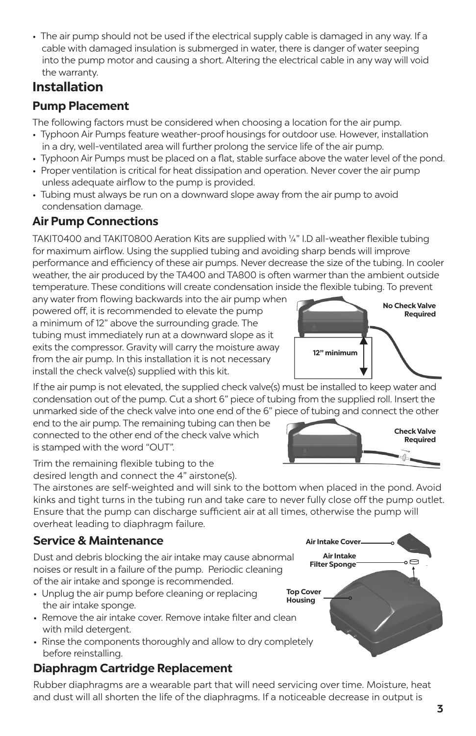- The air pump should not be used if the electrical supply cable is damaged in any way. If a cable with damaged insulation is submerged in water, there is danger of water seeping into the pump motor and causing a short. Altering the electrical cable in any way will void the warranty.

# Installation

## Pump Placement

The following factors must be considered when choosing a location for the air pump.

- Typhoon Air Pumps feature weather-proof housings for outdoor use. However, installation in a dry, well-ventilated area will further prolong the service life of the air pump.
- Typhoon Air Pumps must be placed on a flat, stable surface above the water level of the pond.
- Proper ventilation is critical for heat dissipation and operation. Never cover the air pump unless adequate airflow to the pump is provided.
- Tubing must always be run on a downward slope away from the air pump to avoid condensation damage.

## Air Pump Connections

TAKIT0400 and TAKIT0800 Aeration Kits are supplied with ¼" I.D all-weather flexible tubing for maximum airflow. Using the supplied tubing and avoiding sharp bends will improve performance and efficiency of these air pumps. Never decrease the size of the tubing. In cooler weather, the air produced by the TA400 and TA800 is often warmer than the ambient outside temperature. These conditions will create condensation inside the flexible tubing. To prevent any water from flowing backwards into the air pump when powered off, it is recommended to elevate the pump a minimum of 12" above the surrounding grade. The tubing must immediately run at a downward slope as it exits the compressor. Gravity will carry the moisture away from the air pump. In this installation it is not necessary install the check valve(s) supplied with this kit.

No Check Valve Required

12" minimum

If the air pump is not elevated, the supplied check valve(s) must be installed to keep water and condensation out of the pump. Cut a short 6" piece of tubing from the supplied roll. Insert the unmarked side of the check valve into one end of the 6" piece of tubing and connect the other end to the air pump. The remaining tubing can then be connected to the other end of the check valve which is stamped with the word "OUT".

Check Valve Required

Trim the remaining flexible tubing to the desired length and connect the 4" airstone(s). The airstones are self-weighted and will sink to the bottom when placed in the pond. Avoid kinks and tight turns in the tubing run and take care to never fully close off the pump outlet. Ensure that the pump can discharge sufficient air at all times, otherwise the pump will overheat leading to diaphragm failure.

## Service & Maintenance

Dust and debris blocking the air intake may cause abnormal noises or result in a failure of the pump. Periodic cleaning of the air intake and sponge is recommended.

- Unplug the air pump before cleaning or replacing the air intake sponge.
- Remove the air intake cover. Remove intake filter and clean with mild detergent.
- Rinse the components thoroughly and allow to dry completely before reinstalling.

Air Intake Cover

Air Intake Filter Sponge

Top Cover Housing

## Diaphragm Cartridge Replacement

Rubber diaphragms are a wearable part that will need servicing over time. Moisture, heat and dust will all shorten the life of the diaphragms. If a noticeable decrease in output is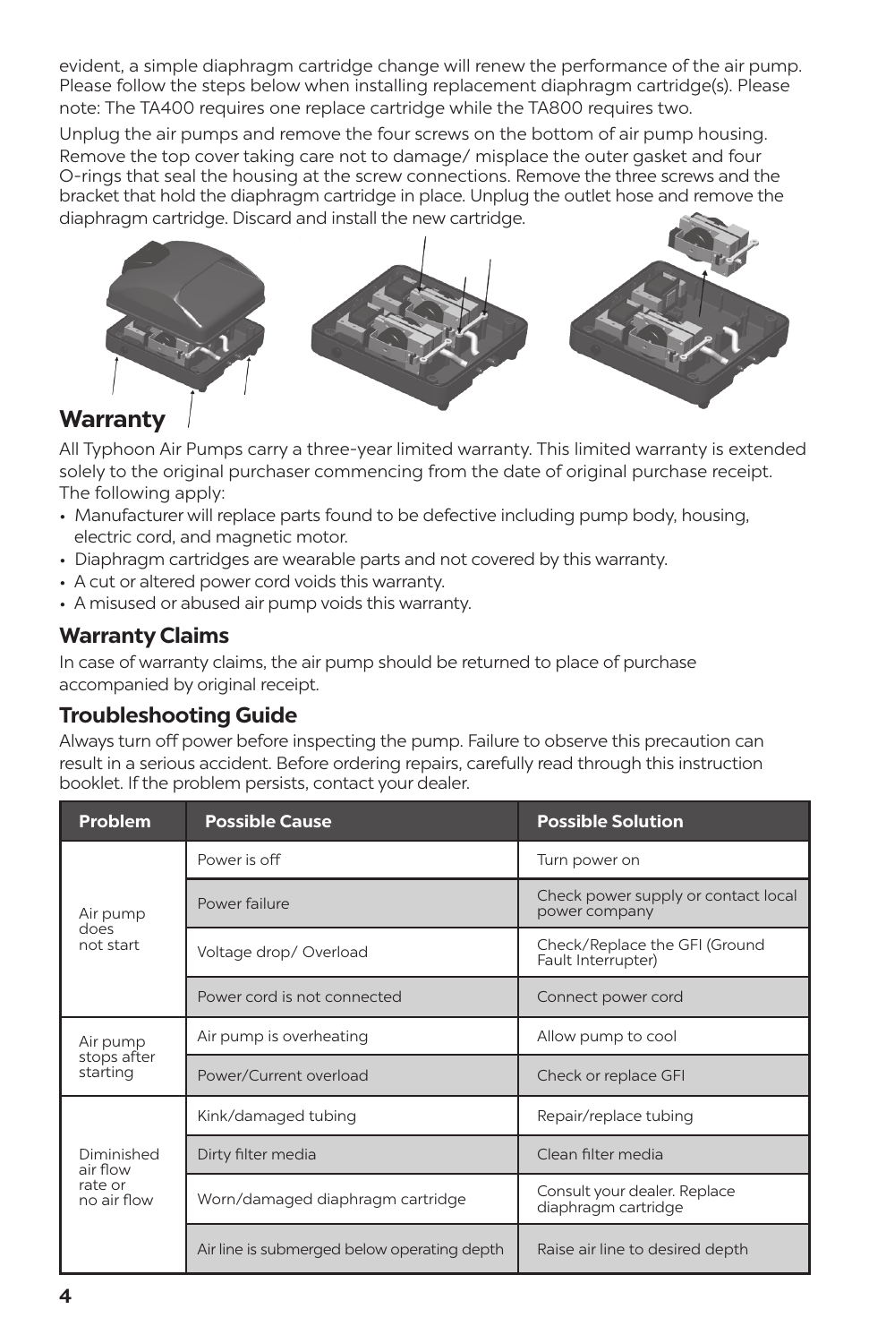evident, a simple diaphragm cartridge change will renew the performance of the air pump. Please follow the steps below when installing replacement diaphragm cartridge(s). Please note: The TA400 requires one replace cartridge while the TA800 requires two.

Unplug the air pumps and remove the four screws on the bottom of air pump housing. Remove the top cover taking care not to damage/ misplace the outer gasket and four O-rings that seal the housing at the screw connections. Remove the three screws and the bracket that hold the diaphragm cartridge in place. Unplug the outlet hose and remove the diaphragm cartridge. Discard and install the new cartridge.

## Warranty

All Typhoon Air Pumps carry a three-year limited warranty. This limited warranty is extended solely to the original purchaser commencing from the date of original purchase receipt. The following apply:

- Manufacturer will replace parts found to be defective including pump body, housing, electric cord, and magnetic motor.
- Diaphragm cartridges are wearable parts and not covered by this warranty.
- A cut or altered power cord voids this warranty.
- A misused or abused air pump voids this warranty.

### Warranty Claims

In case of warranty claims, the air pump should be returned to place of purchase accompanied by original receipt.

### Troubleshooting Guide

Always turn off power before inspecting the pump. Failure to observe this precaution can result in a serious accident. Before ordering repairs, carefully read through this instruction booklet. If the problem persists, contact your dealer.

| Problem | Possible Cause | Possible Solution |
|---|---|---|
| Air pump does not start | Power is off | Turn power on |
| | Power failure | Check power supply or contact local power company |
| | Voltage drop/ Overload | Check/Replace the GFI (Ground Fault Interrupter) |
| | Power cord is not connected | Connect power cord |
| Air pump stops after starting | Air pump is overheating | Allow pump to cool |
| | Power/Current overload | Check or replace GFI |
| Diminished air flow rate or no air flow | Kink/damaged tubing | Repair/replace tubing |
| | Dirty filter media | Clean filter media |
| | Worn/damaged diaphragm cartridge | Consult your dealer. Replace diaphragm cartridge |
| | Air line is submerged below operating depth | Raise air line to desired depth |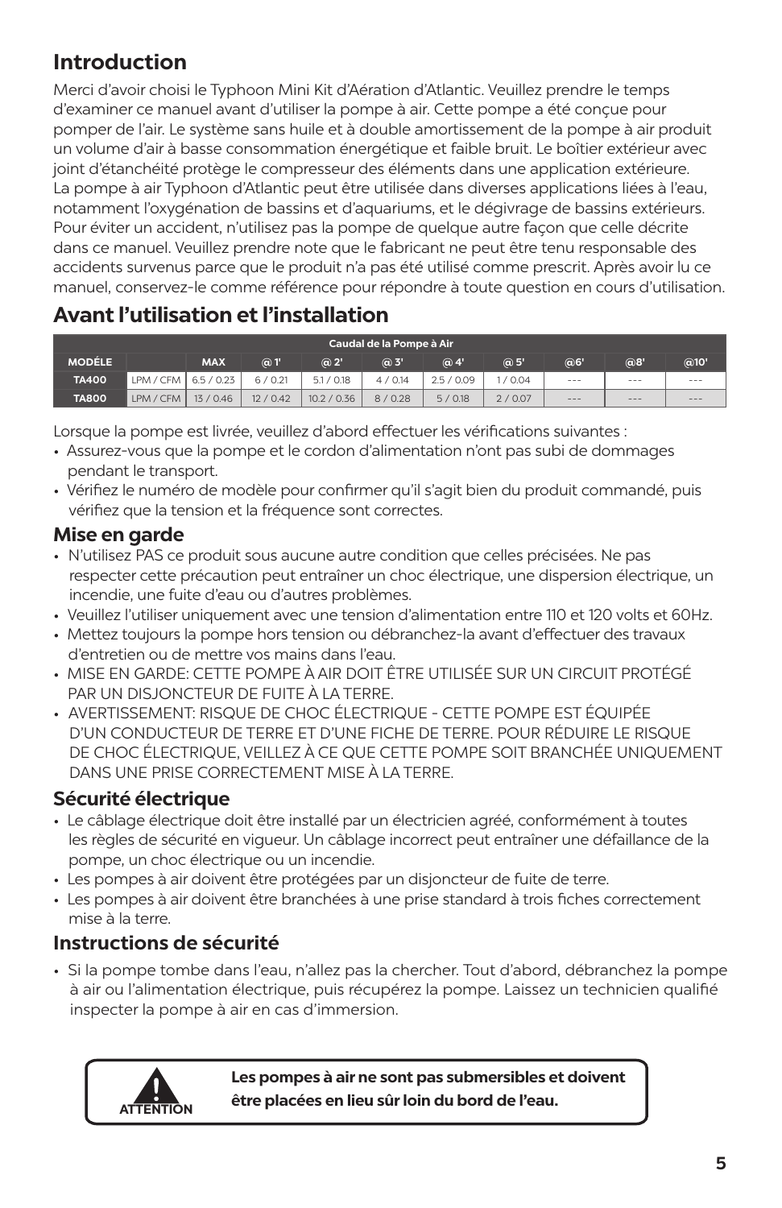## Introduction

Merci d'avoir choisi le Typhoon Mini Kit d'Aération d'Atlantic. Veuillez prendre le temps d'examiner ce manuel avant d'utiliser la pompe à air. Cette pompe a été conçue pour pomper de l'air. Le système sans huile et à double amortissement de la pompe à air produit un volume d'air à basse consommation énergétique et faible bruit. Le boîtier extérieur avec joint d'étanchéité protège le compresseur des éléments dans une application extérieure. La pompe à air Typhoon d'Atlantic peut être utilisée dans diverses applications liées à l'eau, notamment l'oxygénation de bassins et d'aquariums, et le dégivrage de bassins extérieurs. Pour éviter un accident, n'utilisez pas la pompe de quelque autre façon que celle décrite dans ce manuel. Veuillez prendre note que le fabricant ne peut être tenu responsable des accidents survenus parce que le produit n'a pas été utilisé comme prescrit. Après avoir lu ce manuel, conservez-le comme référence pour répondre à toute question en cours d'utilisation.

## Avant l'utilisation et l'installation

| Caudal de la Pompe à Air | | | | | | | | | | |
|---|---|---|---|---|---|---|---|---|---|---|
| **MODÈLE** | | **MAX** | **@ 1'** | **@ 2'** | **@ 3'** | **@ 4'** | **@ 5'** | **@6'** | **@8'** | **@10'** |
| **TA400** | LPM / CFM | 6.5 / 0.23 | 6 / 0.21 | 5.1 / 0.18 | 4 / 0.14 | 2.5 / 0.09 | 1 / 0.04 | --- | --- | --- |
| **TA800** | LPM / CFM | 13 / 0.46 | 12 / 0.42 | 10.2 / 0.36 | 8 / 0.28 | 5 / 0.18 | 2 / 0.07 | --- | --- | --- |

Lorsque la pompe est livrée, veuillez d'abord effectuer les vérifications suivantes :

- Assurez-vous que la pompe et le cordon d'alimentation n'ont pas subi de dommages pendant le transport.
- Vérifiez le numéro de modèle pour confirmer qu'il s'agit bien du produit commandé, puis vérifiez que la tension et la fréquence sont correctes.

### Mise en garde

- N'utilisez PAS ce produit sous aucune autre condition que celles précisées. Ne pas respecter cette précaution peut entraîner un choc électrique, une dispersion électrique, un incendie, une fuite d'eau ou d'autres problèmes.
- Veuillez l'utiliser uniquement avec une tension d'alimentation entre 110 et 120 volts et 60Hz.
- Mettez toujours la pompe hors tension ou débranchez-la avant d'effectuer des travaux d'entretien ou de mettre vos mains dans l'eau.
- MISE EN GARDE: CETTE POMPE À AIR DOIT ÊTRE UTILISÉE SUR UN CIRCUIT PROTÉGÉ PAR UN DISJONCTEUR DE FUITE À LA TERRE.
- AVERTISSEMENT: RISQUE DE CHOC ÉLECTRIQUE - CETTE POMPE EST ÉQUIPÉE D'UN CONDUCTEUR DE TERRE ET D'UNE FICHE DE TERRE. POUR RÉDUIRE LE RISQUE DE CHOC ÉLECTRIQUE, VEILLEZ À CE QUE CETTE POMPE SOIT BRANCHÉE UNIQUEMENT DANS UNE PRISE CORRECTEMENT MISE À LA TERRE.

### Sécurité électrique

- Le câblage électrique doit être installé par un électricien agréé, conformément à toutes les règles de sécurité en vigueur. Un câblage incorrect peut entraîner une défaillance de la pompe, un choc électrique ou un incendie.
- Les pompes à air doivent être protégées par un disjoncteur de fuite de terre.
- Les pompes à air doivent être branchées à une prise standard à trois fiches correctement mise à la terre.

### Instructions de sécurité

- Si la pompe tombe dans l'eau, n'allez pas la chercher. Tout d'abord, débranchez la pompe à air ou l'alimentation électrique, puis récupérez la pompe. Laissez un technicien qualifié inspecter la pompe à air en cas d'immersion.

ATTENTION

**Les pompes à air ne sont pas submersibles et doivent être placées en lieu sûr loin du bord de l'eau.**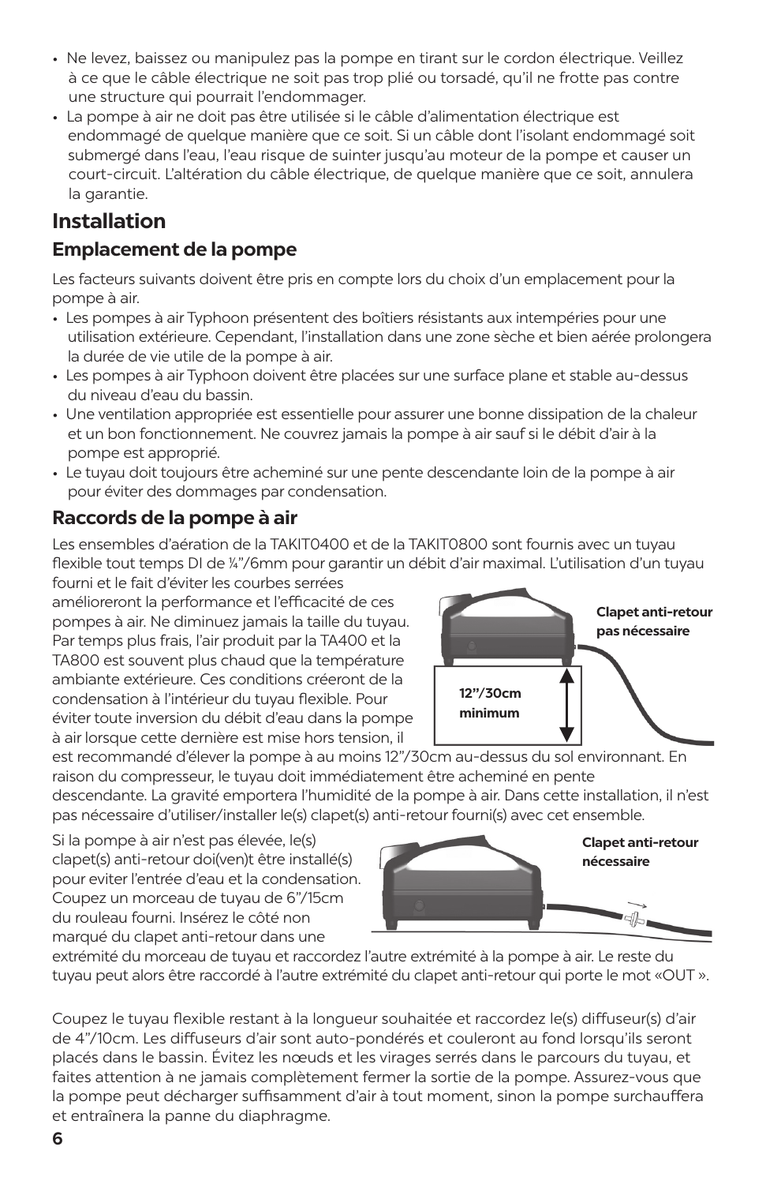- Ne levez, baissez ou manipulez pas la pompe en tirant sur le cordon électrique. Veillez à ce que le câble électrique ne soit pas trop plié ou torsadé, qu'il ne frotte pas contre une structure qui pourrait l'endommager.
- La pompe à air ne doit pas être utilisée si le câble d'alimentation électrique est endommagé de quelque manière que ce soit. Si un câble dont l'isolant endommagé soit submergé dans l'eau, l'eau risque de suinter jusqu'au moteur de la pompe et causer un court-circuit. L'altération du câble électrique, de quelque manière que ce soit, annulera la garantie.

# Installation

## Emplacement de la pompe

Les facteurs suivants doivent être pris en compte lors du choix d'un emplacement pour la pompe à air.

- Les pompes à air Typhoon présentent des boîtiers résistants aux intempéries pour une utilisation extérieure. Cependant, l'installation dans une zone sèche et bien aérée prolongera la durée de vie utile de la pompe à air.
- Les pompes à air Typhoon doivent être placées sur une surface plane et stable au-dessus du niveau d'eau du bassin.
- Une ventilation appropriée est essentielle pour assurer une bonne dissipation de la chaleur et un bon fonctionnement. Ne couvrez jamais la pompe à air sauf si le débit d'air à la pompe est approprié.
- Le tuyau doit toujours être acheminé sur une pente descendante loin de la pompe à air pour éviter des dommages par condensation.

## Raccords de la pompe à air

Les ensembles d'aération de la TAKIT0400 et de la TAKIT0800 sont fournis avec un tuyau flexible tout temps DI de ¼"/6mm pour garantir un débit d'air maximal. L'utilisation d'un tuyau fourni et le fait d'éviter les courbes serrées amélioreront la performance et l'efficacité de ces pompes à air. Ne diminuez jamais la taille du tuyau. Par temps plus frais, l'air produit par la TA400 et la TA800 est souvent plus chaud que la température ambiante extérieure. Ces conditions créeront de la condensation à l'intérieur du tuyau flexible. Pour éviter toute inversion du débit d'eau dans la pompe à air lorsque cette dernière est mise hors tension, il est recommandé d'élever la pompe à au moins 12"/30cm au-dessus du sol environnant. En raison du compresseur, le tuyau doit immédiatement être acheminé en pente descendante. La gravité emportera l'humidité de la pompe à air. Dans cette installation, il n'est pas nécessaire d'utiliser/installer le(s) clapet(s) anti-retour fourni(s) avec cet ensemble.

**Clapet anti-retour pas nécessaire**

**12"/30cm minimum**

Si la pompe à air n'est pas élevée, le(s) clapet(s) anti-retour doi(ven)t être installé(s) pour eviter l'entrée d'eau et la condensation. Coupez un morceau de tuyau de 6"/15cm du rouleau fourni. Insérez le côté non marqué du clapet anti-retour dans une extrémité du morceau de tuyau et raccordez l'autre extrémité à la pompe à air. Le reste du tuyau peut alors être raccordé à l'autre extrémité du clapet anti-retour qui porte le mot «OUT ».

**Clapet anti-retour nécessaire**

Coupez le tuyau flexible restant à la longueur souhaitée et raccordez le(s) diffuseur(s) d'air de 4"/10cm. Les diffuseurs d'air sont auto-pondérés et couleront au fond lorsqu'ils seront placés dans le bassin. Évitez les nœuds et les virages serrés dans le parcours du tuyau, et faites attention à ne jamais complètement fermer la sortie de la pompe. Assurez-vous que la pompe peut décharger suffisamment d'air à tout moment, sinon la pompe surchauffera et entraînera la panne du diaphragme.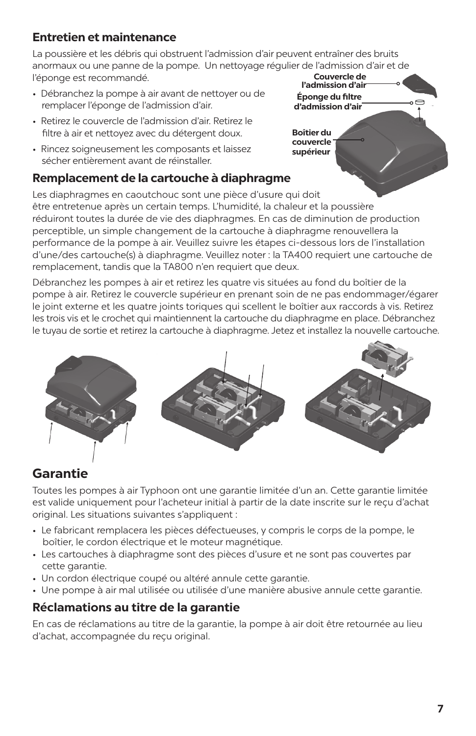## Entretien et maintenance

La poussière et les débris qui obstruent l'admission d'air peuvent entraîner des bruits anormaux ou une panne de la pompe. Un nettoyage régulier de l'admission d'air et de l'éponge est recommandé.

- Débranchez la pompe à air avant de nettoyer ou de remplacer l'éponge de l'admission d'air.
- Retirez le couvercle de l'admission d'air. Retirez le filtre à air et nettoyez avec du détergent doux.
- Rincez soigneusement les composants et laissez sécher entièrement avant de réinstaller.

Couvercle de l'admission d'air

Éponge du filtre d'admission d'air

Boîtier du couvercle supérieur

## Remplacement de la cartouche à diaphragme

Les diaphragmes en caoutchouc sont une pièce d'usure qui doit être entretenue après un certain temps. L'humidité, la chaleur et la poussière réduiront toutes la durée de vie des diaphragmes. En cas de diminution de production perceptible, un simple changement de la cartouche à diaphragme renouvellera la performance de la pompe à air. Veuillez suivre les étapes ci-dessous lors de l'installation d'une/des cartouche(s) à diaphragme. Veuillez noter : la TA400 requiert une cartouche de remplacement, tandis que la TA800 n'en requiert que deux.

Débranchez les pompes à air et retirez les quatre vis situées au fond du boîtier de la pompe à air. Retirez le couvercle supérieur en prenant soin de ne pas endommager/égarer le joint externe et les quatre joints toriques qui scellent le boîtier aux raccords à vis. Retirez les trois vis et le crochet qui maintiennent la cartouche du diaphragme en place. Débranchez le tuyau de sortie et retirez la cartouche à diaphragme. Jetez et installez la nouvelle cartouche.

# Garantie

Toutes les pompes à air Typhoon ont une garantie limitée d'un an. Cette garantie limitée est valide uniquement pour l'acheteur initial à partir de la date inscrite sur le reçu d'achat original. Les situations suivantes s'appliquent :

- Le fabricant remplacera les pièces défectueuses, y compris le corps de la pompe, le boîtier, le cordon électrique et le moteur magnétique.
- Les cartouches à diaphragme sont des pièces d'usure et ne sont pas couvertes par cette garantie.
- Un cordon électrique coupé ou altéré annule cette garantie.
- Une pompe à air mal utilisée ou utilisée d'une manière abusive annule cette garantie.

## Réclamations au titre de la garantie

En cas de réclamations au titre de la garantie, la pompe à air doit être retournée au lieu d'achat, accompagnée du reçu original.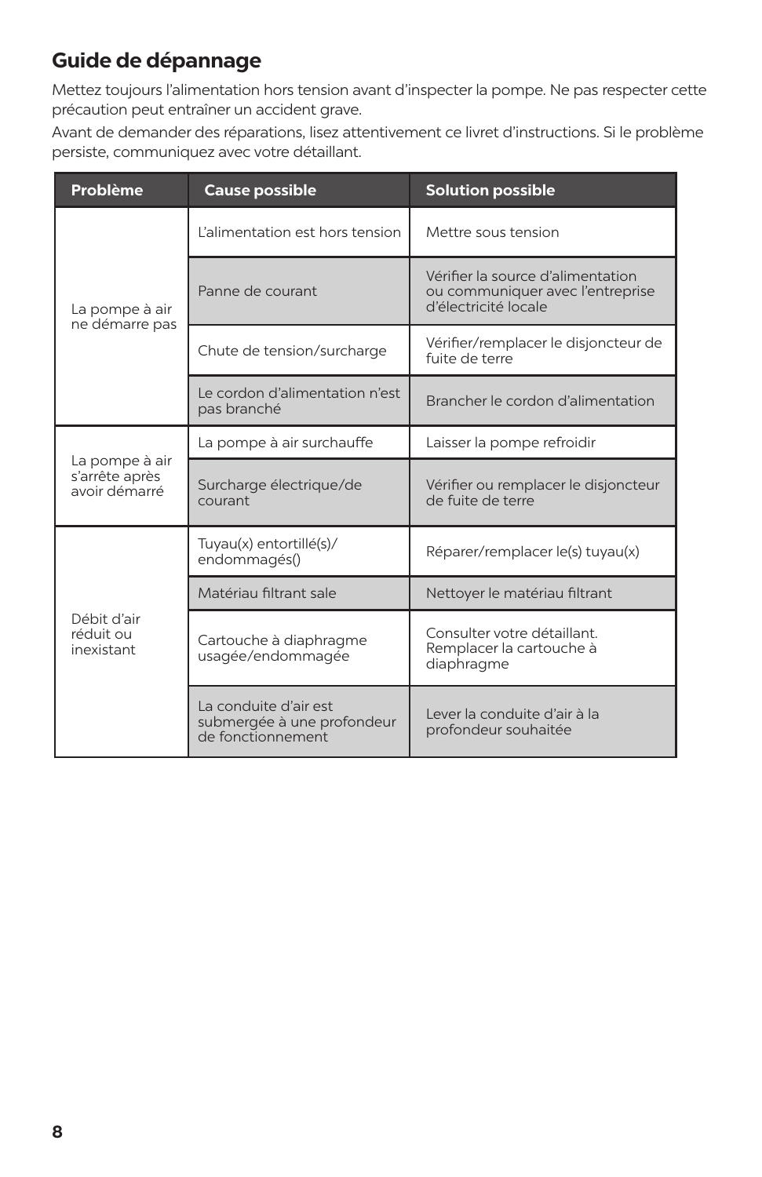## Guide de dépannage

Mettez toujours l'alimentation hors tension avant d'inspecter la pompe. Ne pas respecter cette précaution peut entraîner un accident grave.

Avant de demander des réparations, lisez attentivement ce livret d'instructions. Si le problème persiste, communiquez avec votre détaillant.

| Problème | Cause possible | Solution possible |
|---|---|---|
| La pompe à air ne démarre pas | L'alimentation est hors tension | Mettre sous tension |
| | Panne de courant | Vérifier la source d'alimentation ou communiquer avec l'entreprise d'électricité locale |
| | Chute de tension/surcharge | Vérifier/remplacer le disjoncteur de fuite de terre |
| | Le cordon d'alimentation n'est pas branché | Brancher le cordon d'alimentation |
| La pompe à air s'arrête après avoir démarré | La pompe à air surchauffe | Laisser la pompe refroidir |
| | Surcharge électrique/de courant | Vérifier ou remplacer le disjoncteur de fuite de terre |
| Débit d'air réduit ou inexistant | Tuyau(x) entortillé(s)/ endommagés() | Réparer/remplacer le(s) tuyau(x) |
| | Matériau filtrant sale | Nettoyer le matériau filtrant |
| | Cartouche à diaphragme usagée/endommagée | Consulter votre détaillant. Remplacer la cartouche à diaphragme |
| | La conduite d'air est submergée à une profondeur de fonctionnement | Lever la conduite d'air à la profondeur souhaitée |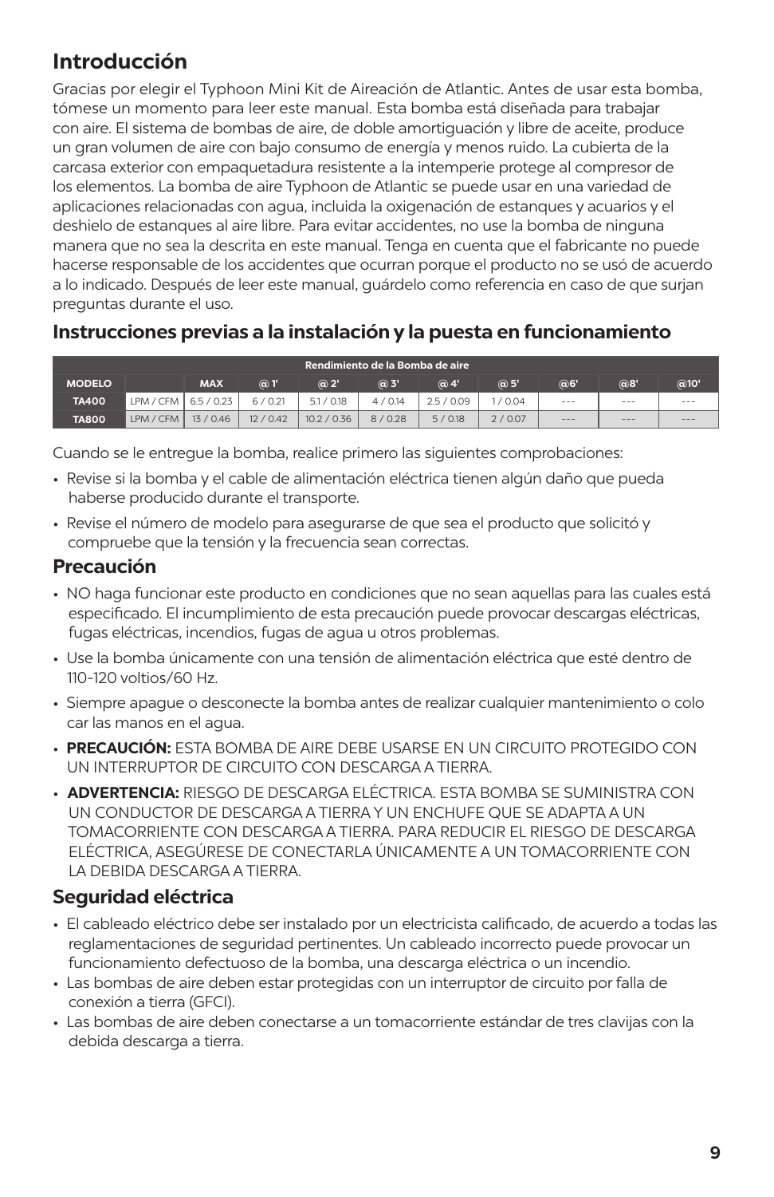## Introducción

Gracias por elegir el Typhoon Mini Kit de Aireación de Atlantic. Antes de usar esta bomba, tómese un momento para leer este manual. Esta bomba está diseñada para trabajar con aire. El sistema de bombas de aire, de doble amortiguación y libre de aceite, produce un gran volumen de aire con bajo consumo de energía y menos ruido. La cubierta de la carcasa exterior con empaquetadura resistente a la intemperie protege al compresor de los elementos. La bomba de aire Typhoon de Atlantic se puede usar en una variedad de aplicaciones relacionadas con agua, incluida la oxigenación de estanques y acuarios y el deshielo de estanques al aire libre. Para evitar accidentes, no use la bomba de ninguna manera que no sea la descrita en este manual. Tenga en cuenta que el fabricante no puede hacerse responsable de los accidentes que ocurran porque el producto no se usó de acuerdo a lo indicado. Después de leer este manual, guárdelo como referencia en caso de que surjan preguntas durante el uso.

## Instrucciones previas a la instalación y la puesta en funcionamiento

| Rendimiento de la Bomba de aire | | | | | | | | | | |
|---|---|---|---|---|---|---|---|---|---|---|
| MODELO | | MAX | @ 1' | @ 2' | @ 3' | @ 4' | @ 5' | @6' | @8' | @10' |
| TA400 | LPM / CFM | 6.5 / 0.23 | 6 / 0.21 | 5.1 / 0.18 | 4 / 0.14 | 2.5 / 0.09 | 1 / 0.04 | --- | --- | --- |
| TA800 | LPM / CFM | 13 / 0.46 | 12 / 0.42 | 10.2 / 0.36 | 8 / 0.28 | 5 / 0.18 | 2 / 0.07 | --- | --- | --- |

Cuando se le entregue la bomba, realice primero las siguientes comprobaciones:

- Revise si la bomba y el cable de alimentación eléctrica tienen algún daño que pueda haberse producido durante el transporte.
- Revise el número de modelo para asegurarse de que sea el producto que solicitó y compruebe que la tensión y la frecuencia sean correctas.

### Precaución

- NO haga funcionar este producto en condiciones que no sean aquellas para las cuales está especificado. El incumplimiento de esta precaución puede provocar descargas eléctricas, fugas eléctricas, incendios, fugas de agua u otros problemas.
- Use la bomba únicamente con una tensión de alimentación eléctrica que esté dentro de 110-120 voltios/60 Hz.
- Siempre apague o desconecte la bomba antes de realizar cualquier mantenimiento o colocar las manos en el agua.
- **PRECAUCIÓN:** ESTA BOMBA DE AIRE DEBE USARSE EN UN CIRCUITO PROTEGIDO CON UN INTERRUPTOR DE CIRCUITO CON DESCARGA A TIERRA.
- **ADVERTENCIA:** RIESGO DE DESCARGA ELÉCTRICA. ESTA BOMBA SE SUMINISTRA CON UN CONDUCTOR DE DESCARGA A TIERRA Y UN ENCHUFE QUE SE ADAPTA A UN TOMACORRIENTE CON DESCARGA A TIERRA. PARA REDUCIR EL RIESGO DE DESCARGA ELÉCTRICA, ASEGÚRESE DE CONECTARLA ÚNICAMENTE A UN TOMACORRIENTE CON LA DEBIDA DESCARGA A TIERRA.

### Seguridad eléctrica

- El cableado eléctrico debe ser instalado por un electricista calificado, de acuerdo a todas las reglamentaciones de seguridad pertinentes. Un cableado incorrecto puede provocar un funcionamiento defectuoso de la bomba, una descarga eléctrica o un incendio.
- Las bombas de aire deben estar protegidas con un interruptor de circuito por falla de conexión a tierra (GFCI).
- Las bombas de aire deben conectarse a un tomacorriente estándar de tres clavijas con la debida descarga a tierra.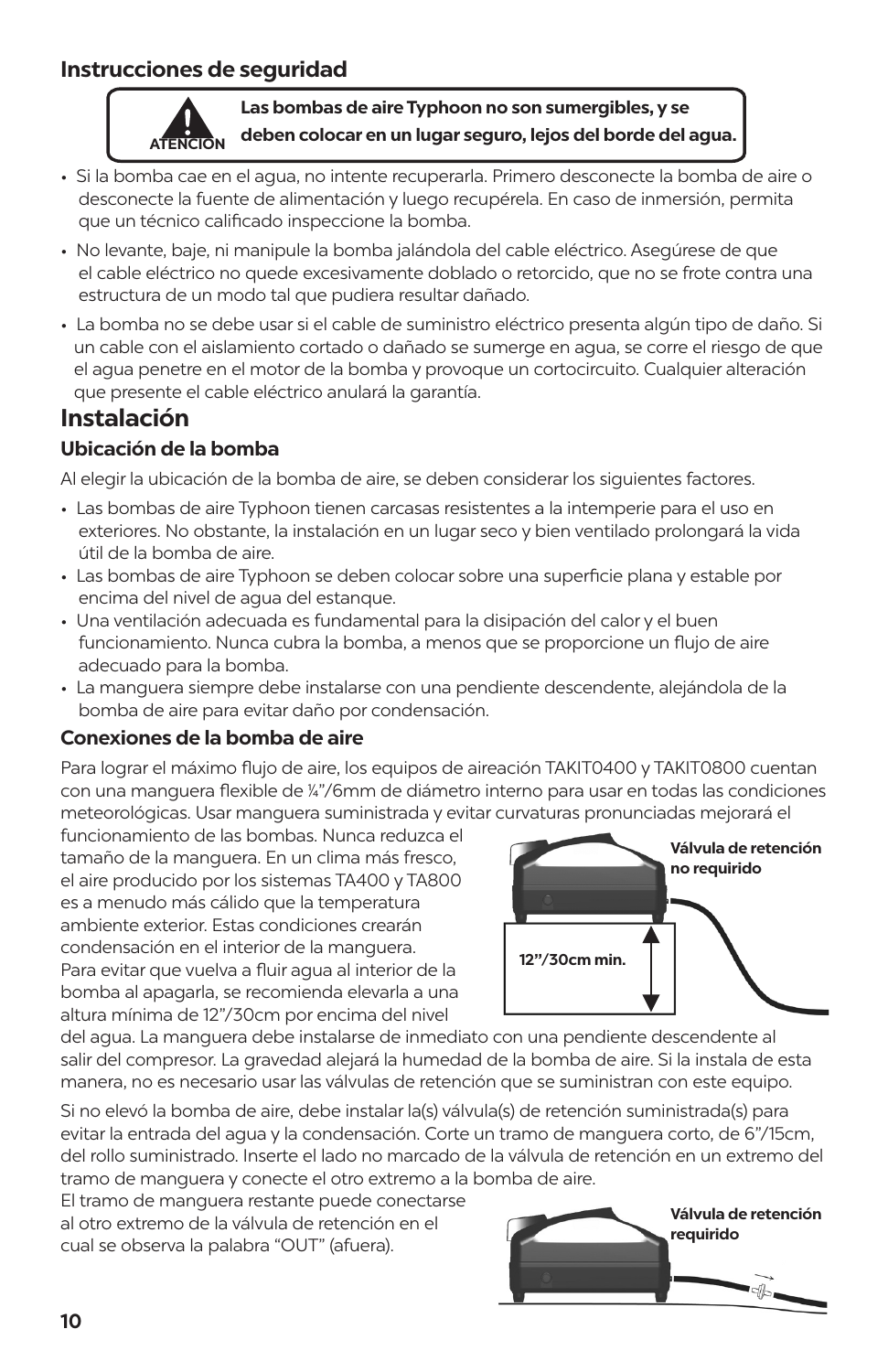## Instrucciones de seguridad

> **ATENCION** — **Las bombas de aire Typhoon no son sumergibles, y se deben colocar en un lugar seguro, lejos del borde del agua.**

- Si la bomba cae en el agua, no intente recuperarla. Primero desconecte la bomba de aire o desconecte la fuente de alimentación y luego recupérela. En caso de inmersión, permita que un técnico calificado inspeccione la bomba.
- No levante, baje, ni manipule la bomba jalándola del cable eléctrico. Asegúrese de que el cable eléctrico no quede excesivamente doblado o retorcido, que no se frote contra una estructura de un modo tal que pudiera resultar dañado.
- La bomba no se debe usar si el cable de suministro eléctrico presenta algún tipo de daño. Si un cable con el aislamiento cortado o dañado se sumerge en agua, se corre el riesgo de que el agua penetre en el motor de la bomba y provoque un cortocircuito. Cualquier alteración que presente el cable eléctrico anulará la garantía.

# Instalación

### Ubicación de la bomba

Al elegir la ubicación de la bomba de aire, se deben considerar los siguientes factores.

- Las bombas de aire Typhoon tienen carcasas resistentes a la intemperie para el uso en exteriores. No obstante, la instalación en un lugar seco y bien ventilado prolongará la vida útil de la bomba de aire.
- Las bombas de aire Typhoon se deben colocar sobre una superficie plana y estable por encima del nivel de agua del estanque.
- Una ventilación adecuada es fundamental para la disipación del calor y el buen funcionamiento. Nunca cubra la bomba, a menos que se proporcione un flujo de aire adecuado para la bomba.
- La manguera siempre debe instalarse con una pendiente descendente, alejándola de la bomba de aire para evitar daño por condensación.

### Conexiones de la bomba de aire

Para lograr el máximo flujo de aire, los equipos de aireación TAKIT0400 y TAKIT0800 cuentan con una manguera flexible de ¼"/6mm de diámetro interno para usar en todas las condiciones meteorológicas. Usar manguera suministrada y evitar curvaturas pronunciadas mejorará el funcionamiento de las bombas. Nunca reduzca el tamaño de la manguera. En un clima más fresco, el aire producido por los sistemas TA400 y TA800 es a menudo más cálido que la temperatura ambiente exterior. Estas condiciones crearán condensación en el interior de la manguera. Para evitar que vuelva a fluir agua al interior de la bomba al apagarla, se recomienda elevarla a una altura mínima de 12"/30cm por encima del nivel del agua. La manguera debe instalarse de inmediato con una pendiente descendente al salir del compresor. La gravedad alejará la humedad de la bomba de aire. Si la instala de esta manera, no es necesario usar las válvulas de retención que se suministran con este equipo.

**Válvula de retención no requirido**

**12"/30cm min.**

Si no elevó la bomba de aire, debe instalar la(s) válvula(s) de retención suministrada(s) para evitar la entrada del agua y la condensación. Corte un tramo de manguera corto, de 6"/15cm, del rollo suministrado. Inserte el lado no marcado de la válvula de retención en un extremo del tramo de manguera y conecte el otro extremo a la bomba de aire. El tramo de manguera restante puede conectarse al otro extremo de la válvula de retención en el cual se observa la palabra "OUT" (afuera).

**Válvula de retención requirido**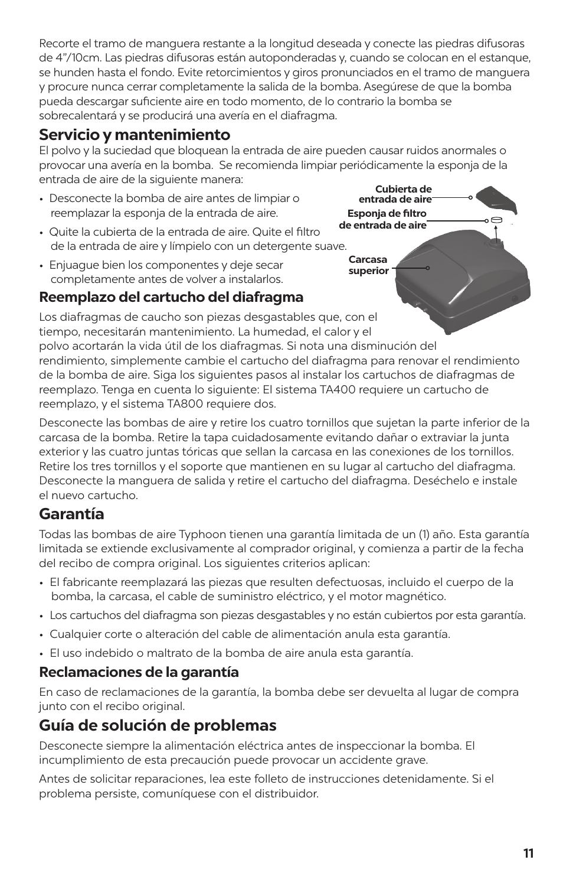Recorte el tramo de manguera restante a la longitud deseada y conecte las piedras difusoras de 4"/10cm. Las piedras difusoras están autoponderadas y, cuando se colocan en el estanque, se hunden hasta el fondo. Evite retorcimientos y giros pronunciados en el tramo de manguera y procure nunca cerrar completamente la salida de la bomba. Asegúrese de que la bomba pueda descargar suficiente aire en todo momento, de lo contrario la bomba se sobrecalentará y se producirá una avería en el diafragma.

## Servicio y mantenimiento

El polvo y la suciedad que bloquean la entrada de aire pueden causar ruidos anormales o provocar una avería en la bomba. Se recomienda limpiar periódicamente la esponja de la entrada de aire de la siguiente manera:

- Desconecte la bomba de aire antes de limpiar o reemplazar la esponja de la entrada de aire.
- Quite la cubierta de la entrada de aire. Quite el filtro de la entrada de aire y límpielo con un detergente suave.
- Enjuague bien los componentes y deje secar completamente antes de volver a instalarlos.

Cubierta de entrada de aire

Esponja de filtro de entrada de aire

Carcasa superior

### Reemplazo del cartucho del diafragma

Los diafragmas de caucho son piezas desgastables que, con el tiempo, necesitarán mantenimiento. La humedad, el calor y el polvo acortarán la vida útil de los diafragmas. Si nota una disminución del rendimiento, simplemente cambie el cartucho del diafragma para renovar el rendimiento de la bomba de aire. Siga los siguientes pasos al instalar los cartuchos de diafragmas de reemplazo. Tenga en cuenta lo siguiente: El sistema TA400 requiere un cartucho de reemplazo, y el sistema TA800 requiere dos.

Desconecte las bombas de aire y retire los cuatro tornillos que sujetan la parte inferior de la carcasa de la bomba. Retire la tapa cuidadosamente evitando dañar o extraviar la junta exterior y las cuatro juntas tóricas que sellan la carcasa en las conexiones de los tornillos. Retire los tres tornillos y el soporte que mantienen en su lugar al cartucho del diafragma. Desconecte la manguera de salida y retire el cartucho del diafragma. Deséchelo e instale el nuevo cartucho.

## Garantía

Todas las bombas de aire Typhoon tienen una garantía limitada de un (1) año. Esta garantía limitada se extiende exclusivamente al comprador original, y comienza a partir de la fecha del recibo de compra original. Los siguientes criterios aplican:

- El fabricante reemplazará las piezas que resulten defectuosas, incluido el cuerpo de la bomba, la carcasa, el cable de suministro eléctrico, y el motor magnético.
- Los cartuchos del diafragma son piezas desgastables y no están cubiertos por esta garantía.
- Cualquier corte o alteración del cable de alimentación anula esta garantía.
- El uso indebido o maltrato de la bomba de aire anula esta garantía.

### Reclamaciones de la garantía

En caso de reclamaciones de la garantía, la bomba debe ser devuelta al lugar de compra junto con el recibo original.

## Guía de solución de problemas

Desconecte siempre la alimentación eléctrica antes de inspeccionar la bomba. El incumplimiento de esta precaución puede provocar un accidente grave.

Antes de solicitar reparaciones, lea este folleto de instrucciones detenidamente. Si el problema persiste, comuníquese con el distribuidor.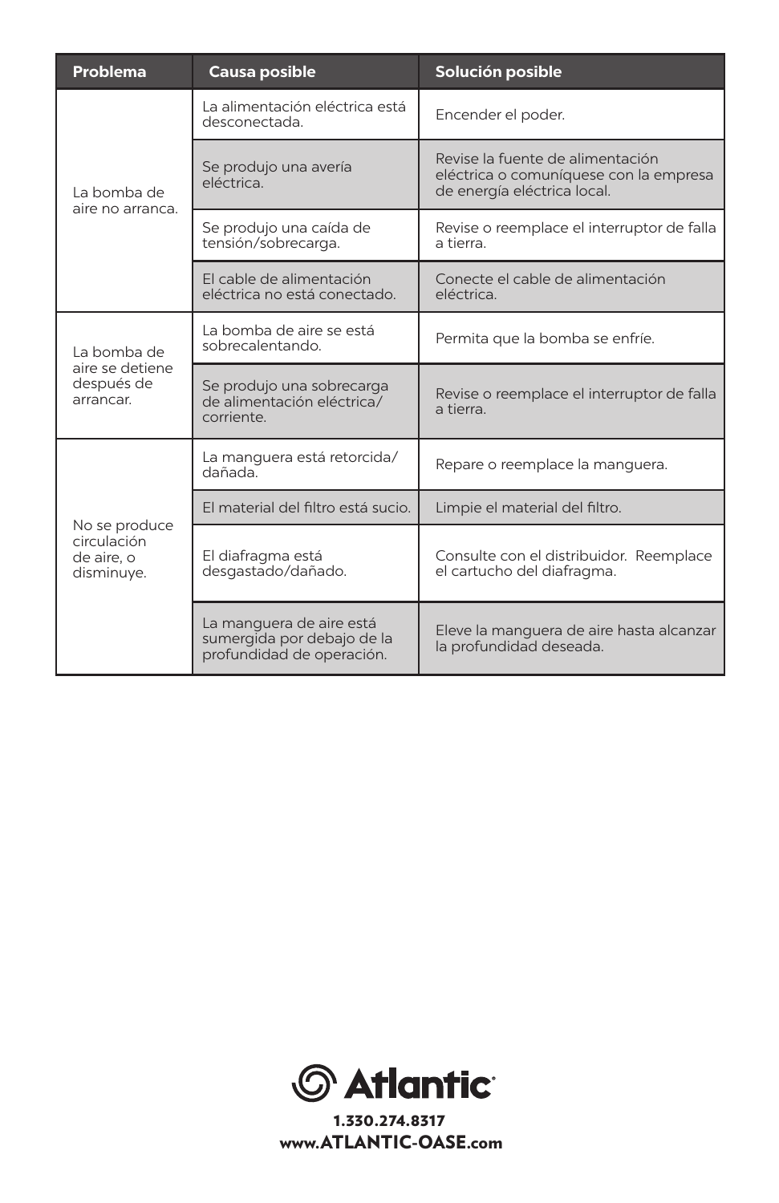| Problema | Causa posible | Solución posible |
|---|---|---|
| La bomba de aire no arranca. | La alimentación eléctrica está desconectada. | Encender el poder. |
| | Se produjo una avería eléctrica. | Revise la fuente de alimentación eléctrica o comuníquese con la empresa de energía eléctrica local. |
| | Se produjo una caída de tensión/sobrecarga. | Revise o reemplace el interruptor de falla a tierra. |
| | El cable de alimentación eléctrica no está conectado. | Conecte el cable de alimentación eléctrica. |
| La bomba de aire se detiene después de arrancar. | La bomba de aire se está sobrecalentando. | Permita que la bomba se enfríe. |
| | Se produjo una sobrecarga de alimentación eléctrica/ corriente. | Revise o reemplace el interruptor de falla a tierra. |
| No se produce circulación de aire, o disminuye. | La manguera está retorcida/ dañada. | Repare o reemplace la manguera. |
| | El material del filtro está sucio. | Limpie el material del filtro. |
| | El diafragma está desgastado/dañado. | Consulte con el distribuidor. Reemplace el cartucho del diafragma. |
| | La manguera de aire está sumergida por debajo de la profundidad de operación. | Eleve la manguera de aire hasta alcanzar la profundidad deseada. |

**Atlantic®**

**1.330.274.8317**

**www.ATLANTIC-OASE.com**